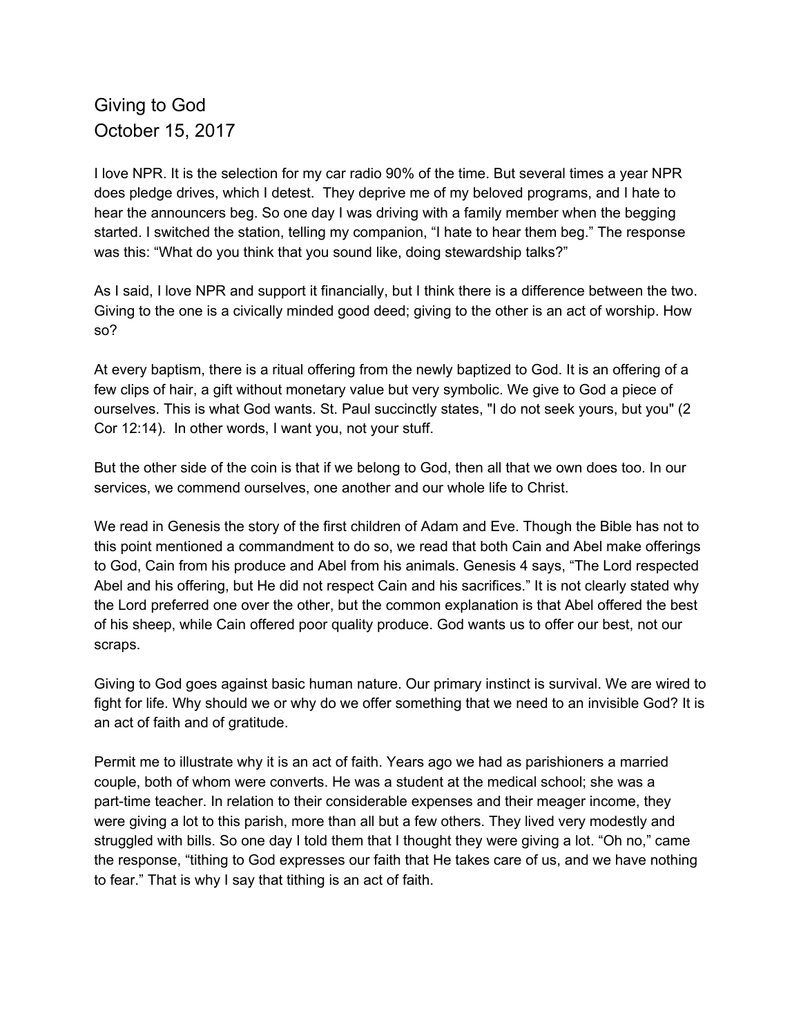# Giving to God
October 15, 2017

I love NPR. It is the selection for my car radio 90% of the time. But several times a year NPR does pledge drives, which I detest. They deprive me of my beloved programs, and I hate to hear the announcers beg. So one day I was driving with a family member when the begging started. I switched the station, telling my companion, "I hate to hear them beg." The response was this: "What do you think that you sound like, doing stewardship talks?"

As I said, I love NPR and support it financially, but I think there is a difference between the two. Giving to the one is a civically minded good deed; giving to the other is an act of worship. How so?

At every baptism, there is a ritual offering from the newly baptized to God. It is an offering of a few clips of hair, a gift without monetary value but very symbolic. We give to God a piece of ourselves. This is what God wants. St. Paul succinctly states, "I do not seek yours, but you" (2 Cor 12:14). In other words, I want you, not your stuff.

But the other side of the coin is that if we belong to God, then all that we own does too. In our services, we commend ourselves, one another and our whole life to Christ.

We read in Genesis the story of the first children of Adam and Eve. Though the Bible has not to this point mentioned a commandment to do so, we read that both Cain and Abel make offerings to God, Cain from his produce and Abel from his animals. Genesis 4 says, "The Lord respected Abel and his offering, but He did not respect Cain and his sacrifices." It is not clearly stated why the Lord preferred one over the other, but the common explanation is that Abel offered the best of his sheep, while Cain offered poor quality produce. God wants us to offer our best, not our scraps.

Giving to God goes against basic human nature. Our primary instinct is survival. We are wired to fight for life. Why should we or why do we offer something that we need to an invisible God? It is an act of faith and of gratitude.

Permit me to illustrate why it is an act of faith. Years ago we had as parishioners a married couple, both of whom were converts. He was a student at the medical school; she was a part-time teacher. In relation to their considerable expenses and their meager income, they were giving a lot to this parish, more than all but a few others. They lived very modestly and struggled with bills. So one day I told them that I thought they were giving a lot. "Oh no," came the response, "tithing to God expresses our faith that He takes care of us, and we have nothing to fear." That is why I say that tithing is an act of faith.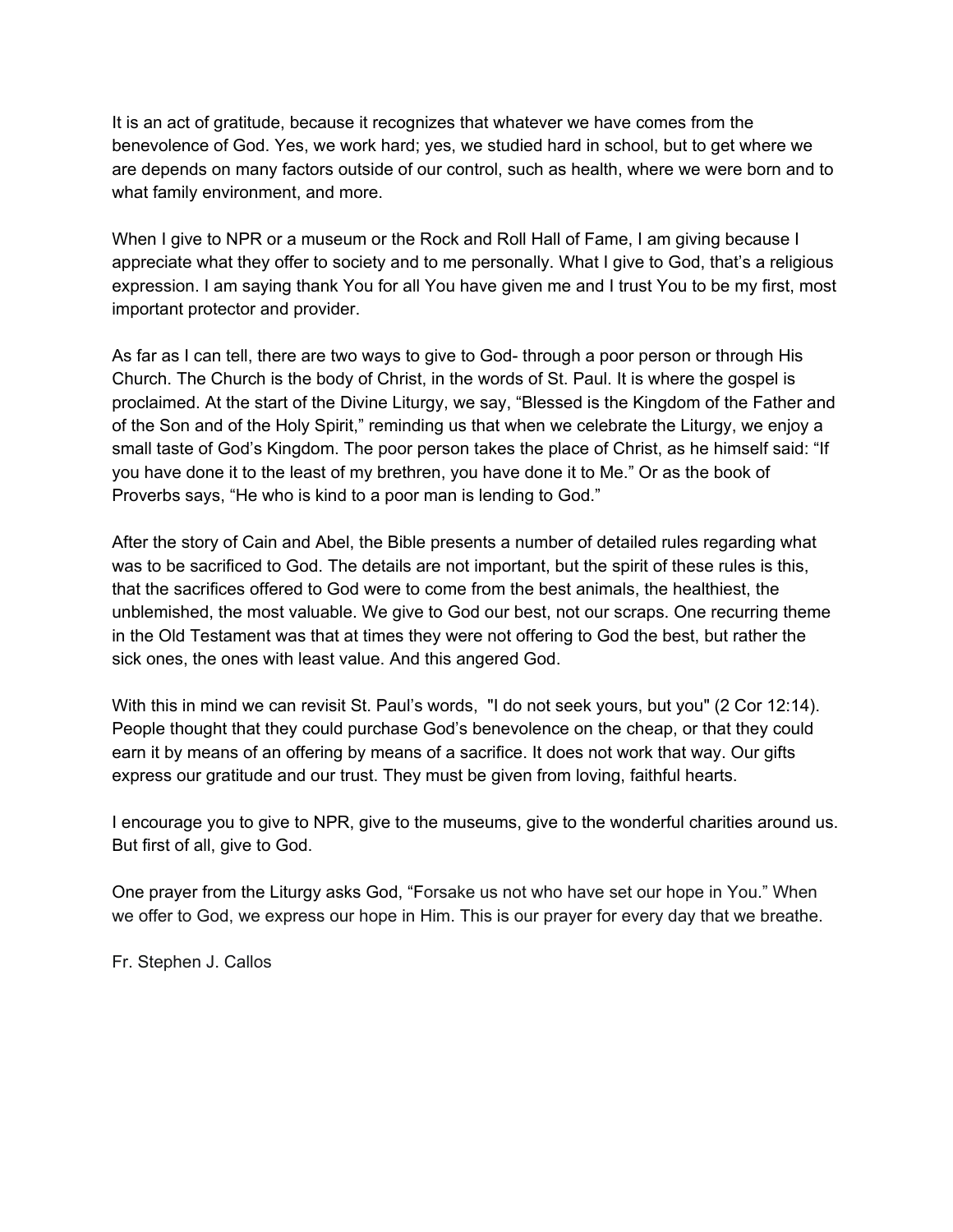It is an act of gratitude, because it recognizes that whatever we have comes from the benevolence of God. Yes, we work hard; yes, we studied hard in school, but to get where we are depends on many factors outside of our control, such as health, where we were born and to what family environment, and more.

When I give to NPR or a museum or the Rock and Roll Hall of Fame, I am giving because I appreciate what they offer to society and to me personally. What I give to God, that's a religious expression. I am saying thank You for all You have given me and I trust You to be my first, most important protector and provider.

As far as I can tell, there are two ways to give to God- through a poor person or through His Church. The Church is the body of Christ, in the words of St. Paul. It is where the gospel is proclaimed. At the start of the Divine Liturgy, we say, "Blessed is the Kingdom of the Father and of the Son and of the Holy Spirit," reminding us that when we celebrate the Liturgy, we enjoy a small taste of God's Kingdom. The poor person takes the place of Christ, as he himself said: "If you have done it to the least of my brethren, you have done it to Me." Or as the book of Proverbs says, "He who is kind to a poor man is lending to God."

After the story of Cain and Abel, the Bible presents a number of detailed rules regarding what was to be sacrificed to God. The details are not important, but the spirit of these rules is this, that the sacrifices offered to God were to come from the best animals, the healthiest, the unblemished, the most valuable. We give to God our best, not our scraps. One recurring theme in the Old Testament was that at times they were not offering to God the best, but rather the sick ones, the ones with least value. And this angered God.

With this in mind we can revisit St. Paul's words, "I do not seek yours, but you" (2 Cor 12:14). People thought that they could purchase God's benevolence on the cheap, or that they could earn it by means of an offering by means of a sacrifice. It does not work that way. Our gifts express our gratitude and our trust. They must be given from loving, faithful hearts.

I encourage you to give to NPR, give to the museums, give to the wonderful charities around us. But first of all, give to God.

One prayer from the Liturgy asks God, "Forsake us not who have set our hope in You." When we offer to God, we express our hope in Him. This is our prayer for every day that we breathe.

Fr. Stephen J. Callos